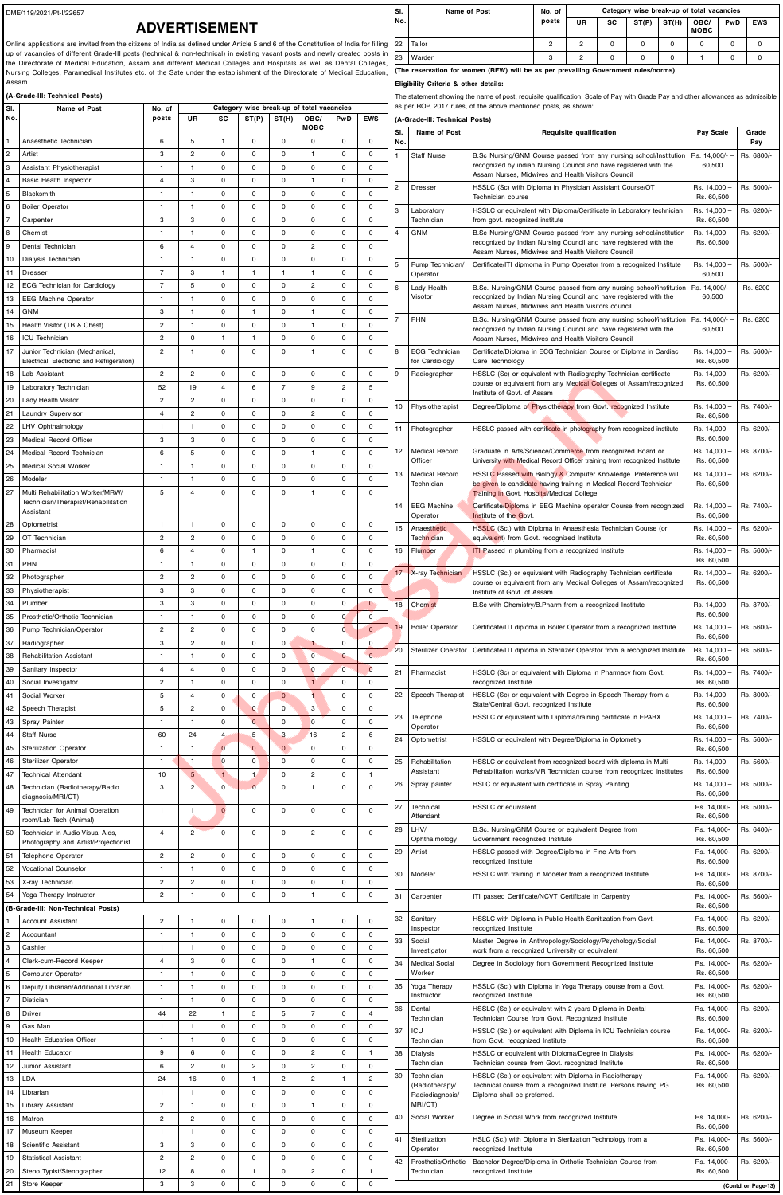DME/119/2021/Pt-I/22657

# ADVERTISEMENT

Online applications are invited from the citizens of India as defined under Article 5 and 6 of the Constitution of India for filling up of vacancies of different Grade-III posts (technical & non-technical) in existing vacant posts and newly created posts in the Directorate of Medical Education, Assam and different Medical Colleges and Hospitals as well as Dental Colleges, Nursing Colleges, Paramedical Institutes etc. of the Sate under the establishment of the Directorate of Medical Education, Assam.

**(A-Grade-III: Technical Posts)**

| Sl. No. | Name of Post | No. of posts | UR | SC | ST(P) | ST(H) | OBC/MOBC | PwD | EWS |
|---|---|---|---|---|---|---|---|---|---|
| 1 | Anaesthetic Technician | 6 | 5 | 1 | 0 | 0 | 0 | 0 | 0 |
| 2 | Artist | 3 | 2 | 0 | 0 | 0 | 1 | 0 | 0 |
| 3 | Assistant Physiotherapist | 1 | 1 | 0 | 0 | 0 | 0 | 0 | 0 |
| 4 | Basic Health Inspector | 4 | 3 | 0 | 0 | 0 | 1 | 0 | 0 |
| 5 | Blacksmith | 1 | 1 | 0 | 0 | 0 | 0 | 0 | 0 |
| 6 | Boiler Operator | 1 | 1 | 0 | 0 | 0 | 0 | 0 | 0 |
| 7 | Carpenter | 3 | 3 | 0 | 0 | 0 | 0 | 0 | 0 |
| 8 | Chemist | 1 | 1 | 0 | 0 | 0 | 0 | 0 | 0 |
| 9 | Dental Technician | 6 | 4 | 0 | 0 | 0 | 2 | 0 | 0 |
| 10 | Dialysis Technician | 1 | 1 | 0 | 0 | 0 | 0 | 0 | 0 |
| 11 | Dresser | 7 | 3 | 1 | 1 | 1 | 1 | 0 | 0 |
| 12 | ECG Technician for Cardiology | 7 | 5 | 0 | 0 | 0 | 2 | 0 | 0 |
| 13 | EEG Machine Operator | 1 | 1 | 0 | 0 | 0 | 0 | 0 | 0 |
| 14 | GNM | 3 | 1 | 0 | 1 | 0 | 1 | 0 | 0 |
| 15 | Health Visitor (TB & Chest) | 2 | 1 | 0 | 0 | 0 | 1 | 0 | 0 |
| 16 | ICU Technician | 2 | 0 | 1 | 1 | 0 | 0 | 0 | 0 |
| 17 | Junior Technician (Mechanical, Electrical, Electronic and Refrigeration) | 2 | 1 | 0 | 0 | 0 | 1 | 0 | 0 |
| 18 | Lab Assistant | 2 | 2 | 0 | 0 | 0 | 0 | 0 | 0 |
| 19 | Laboratory Technician | 52 | 19 | 4 | 6 | 7 | 9 | 2 | 5 |
| 20 | Lady Health Visitor | 2 | 2 | 0 | 0 | 0 | 0 | 0 | 0 |
| 21 | Laundry Supervisor | 4 | 2 | 0 | 0 | 0 | 2 | 0 | 0 |
| 22 | LHV Ophthalmology | 1 | 1 | 0 | 0 | 0 | 0 | 0 | 0 |
| 23 | Medical Record Officer | 3 | 3 | 0 | 0 | 0 | 0 | 0 | 0 |
| 24 | Medical Record Technician | 6 | 5 | 0 | 0 | 0 | 1 | 0 | 0 |
| 25 | Medical Social Worker | 1 | 1 | 0 | 0 | 0 | 0 | 0 | 0 |
| 26 | Modeler | 1 | 1 | 0 | 0 | 0 | 0 | 0 | 0 |
| 27 | Multi Rehabilitation Worker/MRW/Technician/Therapist/Rehabilitation Assistant | 5 | 4 | 0 | 0 | 0 | 1 | 0 | 0 |
| 28 | Optometrist | 1 | 1 | 0 | 0 | 0 | 0 | 0 | 0 |
| 29 | OT Technician | 2 | 2 | 0 | 0 | 0 | 0 | 0 | 0 |
| 30 | Pharmacist | 6 | 4 | 0 | 1 | 0 | 1 | 0 | 0 |
| 31 | PHN | 1 | 1 | 0 | 0 | 0 | 0 | 0 | 0 |
| 32 | Photographer | 2 | 2 | 0 | 0 | 0 | 0 | 0 | 0 |
| 33 | Physiotherapist | 3 | 3 | 0 | 0 | 0 | 0 | 0 | 0 |
| 34 | Plumber | 3 | 3 | 0 | 0 | 0 | 0 | 0 | 0 |
| 35 | Prosthetic/Orthotic Technician | 1 | 1 | 0 | 0 | 0 | 0 | 0 | 0 |
| 36 | Pump Technician/Operator | 2 | 2 | 0 | 0 | 0 | 0 | 0 | 0 |
| 37 | Radiographer | 3 | 2 | 0 | 0 | 0 | 1 | 0 | 0 |
| 38 | Rehabilitation Assistant | 1 | 1 | 0 | 0 | 0 | 0 | 0 | 0 |
| 39 | Sanitary inspector | 4 | 4 | 0 | 0 | 0 | 0 | 0 | 0 |
| 40 | Social Investigator | 2 | 1 | 0 | 0 | 0 | 1 | 0 | 0 |
| 41 | Social Worker | 5 | 4 | 0 | 0 | 0 | 1 | 0 | 0 |
| 42 | Speech Therapist | 5 | 2 | 0 | 0 | 0 | 3 | 0 | 0 |
| 43 | Spray Painter | 1 | 1 | 0 | 0 | 0 | 0 | 0 | 0 |
| 44 | Staff Nurse | 60 | 24 | 4 | 5 | 3 | 16 | 2 | 6 |
| 45 | Sterilization Operator | 1 | 1 | 0 | 0 | 0 | 0 | 0 | 0 |
| 46 | Sterilizer Operator | 1 | 1 | 0 | 0 | 0 | 0 | 0 | 0 |
| 47 | Technical Attendant | 10 | 5 | 1 | 1 | 0 | 2 | 0 | 1 |
| 48 | Technician (Radiotherapy/Radio diagnosis/MRI/CT) | 3 | 2 | 0 | 0 | 0 | 1 | 0 | 0 |
| 49 | Technician for Animal Operation room/Lab Tech (Animal) | 1 | 1 | 0 | 0 | 0 | 0 | 0 | 0 |
| 50 | Technician in Audio Visual Aids, Photography and Artist/Projectionist | 4 | 2 | 0 | 0 | 0 | 2 | 0 | 0 |
| 51 | Telephone Operator | 2 | 2 | 0 | 0 | 0 | 0 | 0 | 0 |
| 52 | Vocational Counselor | 1 | 1 | 0 | 0 | 0 | 0 | 0 | 0 |
| 53 | X-ray Technician | 2 | 2 | 0 | 0 | 0 | 0 | 0 | 0 |
| 54 | Yoga Therapy Instructor | 2 | 1 | 0 | 0 | 0 | 1 | 0 | 0 |

**(B-Grade-III: Non-Technical Posts)**

| Sl. No. | Name of Post | No. of posts | UR | SC | ST(P) | ST(H) | OBC/MOBC | PwD | EWS |
|---|---|---|---|---|---|---|---|---|---|
| 1 | Account Assistant | 2 | 1 | 0 | 0 | 0 | 1 | 0 | 0 |
| 2 | Accountant | 1 | 1 | 0 | 0 | 0 | 0 | 0 | 0 |
| 3 | Cashier | 1 | 1 | 0 | 0 | 0 | 0 | 0 | 0 |
| 4 | Clerk-cum-Record Keeper | 4 | 3 | 0 | 0 | 0 | 1 | 0 | 0 |
| 5 | Computer Operator | 1 | 1 | 0 | 0 | 0 | 0 | 0 | 0 |
| 6 | Deputy Librarian/Additional Librarian | 1 | 1 | 0 | 0 | 0 | 0 | 0 | 0 |
| 7 | Dietician | 1 | 1 | 0 | 0 | 0 | 0 | 0 | 0 |
| 8 | Driver | 44 | 22 | 1 | 5 | 5 | 7 | 0 | 4 |
| 9 | Gas Man | 1 | 1 | 0 | 0 | 0 | 0 | 0 | 0 |
| 10 | Health Education Officer | 1 | 1 | 0 | 0 | 0 | 0 | 0 | 0 |
| 11 | Health Educator | 9 | 6 | 0 | 0 | 0 | 2 | 0 | 1 |
| 12 | Junior Assistant | 6 | 2 | 0 | 2 | 0 | 2 | 0 | 0 |
| 13 | LDA | 24 | 16 | 0 | 1 | 2 | 2 | 1 | 2 |
| 14 | Librarian | 1 | 1 | 0 | 0 | 0 | 0 | 0 | 0 |
| 15 | Library Assistant | 2 | 1 | 0 | 0 | 0 | 1 | 0 | 0 |
| 16 | Matron | 2 | 2 | 0 | 0 | 0 | 0 | 0 | 0 |
| 17 | Museum Keeper | 1 | 1 | 0 | 0 | 0 | 0 | 0 | 0 |
| 18 | Scientific Assistant | 3 | 3 | 0 | 0 | 0 | 0 | 0 | 0 |
| 19 | Statistical Assistant | 2 | 2 | 0 | 0 | 0 | 0 | 0 | 0 |
| 20 | Steno Typist/Stenographer | 12 | 8 | 0 | 1 | 0 | 2 | 0 | 1 |
| 21 | Store Keeper | 3 | 3 | 0 | 0 | 0 | 0 | 0 | 0 |
| 22 | Tailor | 2 | 2 | 0 | 0 | 0 | 0 | 0 | 0 |
| 23 | Warden | 3 | 2 | 0 | 0 | 0 | 1 | 0 | 0 |

**(The reservation for women (RFW) will be as per prevailing Government rules/norms)**

**Eligibility Criteria & other details:**

The statement showing the name of post, requisite qualification, Scale of Pay with Grade Pay and other allowances as admissible as per ROP, 2017 rules, of the above mentioned posts, as shown:

**(A-Grade-III: Technical Posts)**

| Sl. No. | Name of Post | Requisite qualification | Pay Scale | Grade Pay |
|---|---|---|---|---|
| 1 | Staff Nurse | B.Sc Nursing/GNM Course passed from any nursing school/Institution recognized by indian Nursing Council and have registered with the Assam Nurses, Midwives and Health Visitors Council | Rs. 14,000/- 60,500 | Rs. 6800/- |
| 2 | Dresser | HSSLC (Sc) with Diploma in Physician Assistant Course/OT Technician course | Rs. 14,000 – Rs. 60,500 | Rs. 5000/- |
| 3 | Laboratory Technician | HSSLC or equivalent with Diploma/Certificate in Laboratory technician from govt. recognized institute | Rs. 14,000 – Rs. 60,500 | Rs. 6200/- |
| 4 | GNM | B.Sc Nursing/GNM Course passed from any nursing school/Institution recognized by Indian Nursing Council and have registered with the Assam Nurses, Midwives and Health Visitors Council | Rs. 14,000 – Rs. 60,500 | Rs. 6200/- |
| 5 | Pump Technician/Operator | Certificate/ITI dipmoma in Pump Operator from a recognized Institute | Rs. 14,000 – Rs. 60,500 | Rs. 5000/- |
| 6 | Lady Health Visitor | B.Sc. Nursing/GNM Course passed from any nursing school/institution recognized by Indian Nursing Council and have registered with the Assam Nurses, Midwives and Health Visitors council | Rs. 14,000/- – 60,500 | Rs. 6200 |
| 7 | PHN | B.Sc. Nursing/GNM Course passed from any nursing school/institution recognized by Indian Nursing Council and have registered with the Assam Nurses, Midwives and Health Visitors Council | Rs. 14,000/- – 60,500 | Rs. 6200 |
| 8 | ECG Technician for Cardiology | Certificate/Diploma in ECG Technician Course or Diploma in Cardiac Care Technology | Rs. 14,000 – Rs. 60,500 | Rs. 5600/- |
| 9 | Radiographer | HSSLC (Sc) or equivalent with Radiography Technician certificate course or equivalent from any Medical Colleges of Assam/recognized Institute of Govt. of Assam | Rs. 14,000 – Rs. 60,500 | Rs. 6200/- |
| 10 | Physiotherapist | Degree/Diploma of Physiotherapy from Govt. recognized Institute | Rs. 14,000 – Rs. 60,500 | Rs. 7400/- |
| 11 | Photographer | HSSLC passed with certificate in photography from recognized institute | Rs. 14,000 – Rs. 60,500 | Rs. 6200/- |
| 12 | Medical Record Officer | Graduate in Arts/Science/Commerce from recognized Board or University with Medical Record Officer training from recognized Institute | Rs. 14,000 – Rs. 60,500 | Rs. 8700/- |
| 13 | Medical Record Technician | HSSLC Passed with Biology & Computer Knowledge. Preference will be given to candidate having training in Medical Record Technician Training in Govt. Hospital/Medical College | Rs. 14,000 – Rs. 60,500 | Rs. 6200/- |
| 14 | EEG Machine Operator | Certificate/Diploma in EEG Machine operator Course from recognized Institute of the Govt. | Rs. 14,000 – Rs. 60,500 | Rs. 7400/- |
| 15 | Anaesthetic Technician | HSSLC (Sc.) with Diploma in Anaesthesia Technician Course (or equivalent) from Govt. recognized Institute | Rs. 14,000 – Rs. 60,500 | Rs. 6200/- |
| 16 | Plumber | ITI Passed in plumbing from a recognized Institute | Rs. 14,000 – Rs. 60,500 | Rs. 5600/- |
| 17 | X-ray Technician | HSSLC (Sc.) or equivalent with Radiography Technician certificate course or equivalent from any Medical Colleges of Assam/recognized Institute of Govt. of Assam | Rs. 14,000 – Rs. 60,500 | Rs. 6200/- |
| 18 | Chemist | B.Sc with Chemistry/B.Pharm from a recognized Institute | Rs. 14,000 – Rs. 60,500 | Rs. 8700/- |
| 19 | Boiler Operator | Certificate/ITI diploma in Boiler Operator from a recognized Institute | Rs. 14,000 – Rs. 60,500 | Rs. 5600/- |
| 20 | Sterilizer Operator | Certificate/ITI diploma in Sterilizer Operator from a recognized Institute | Rs. 14,000 – Rs. 60,500 | Rs. 5600/- |
| 21 | Pharmacist | HSSLC (Sc) or equivalent with Diploma in Pharmacy from Govt. recognized Institute | Rs. 14,000 – Rs. 60,500 | Rs. 7400/- |
| 22 | Speech Therapist | HSSLC (Sc) or equivalent with Degree in Speech Therapy from a State/Central Govt. recognized Institute | Rs. 14,000 – Rs. 60,500 | Rs. 8000/- |
| 23 | Telephone Operator | HSSLC or equivalent with Diploma/training certificate in EPABX | Rs. 14,000 – Rs. 60,500 | Rs. 7400/- |
| 24 | Optometrist | HSSLC or equivalent with Degree/Diploma in Optometry | Rs. 14,000 – Rs. 60,500 | Rs. 5600/- |
| 25 | Rehabilitation Assistant | HSSLC or equivalent from recognized board with diploma in Multi Rehabilitation works/MR Technician course from recognized institutes | Rs. 14,000 – Rs. 60,500 | Rs. 5600/- |
| 26 | Spray painter | HSLC or equivalent with certificate in Spray Painting | Rs. 14,000 – Rs. 60,500 | Rs. 5000/- |
| 27 | Technical Attendant | HSSLC or equivalent | Rs. 14,000- Rs. 60,500 | Rs. 5000/- |
| 28 | LHV/Ophthalmology | B.Sc. Nursing/GNM Course or equivalent Degree from Government recognized Institute | Rs. 14,000- Rs. 60,500 | Rs. 6400/- |
| 29 | Artist | HSSLC passed with Degree/Diploma in Fine Arts from recognized Institute | Rs. 14,000- Rs. 60,500 | Rs. 6200/- |
| 30 | Modeler | HSSLC with training in Modeler from a recognized Institute | Rs. 14,000- Rs. 60,500 | Rs. 8700/- |
| 31 | Carpenter | ITI passed Certificate/NCVT Certificate in Carpentry | Rs. 14,000- Rs. 60,500 | Rs. 5600/- |
| 32 | Sanitary Inspector | HSSLC with Diploma in Public Health Sanitization from Govt. recognized Institute | Rs. 14,000- Rs. 60,500 | Rs. 6200/- |
| 33 | Social Investigator | Master Degree in Anthropology/Sociology/Psychology/Social work from a recognized University or equivalent | Rs. 14,000- Rs. 60,500 | Rs. 8700/- |
| 34 | Medical Social Worker | Degree in Sociology from Government Recognized Institute | Rs. 14,000- Rs. 60,500 | Rs. 6200/- |
| 35 | Yoga Therapy Instructor | HSSLC (Sc.) with Diploma in Yoga Therapy course from a Govt. recognized Institute | Rs. 14,000- Rs. 60,500 | Rs. 6200/- |
| 36 | Dental Technician | HSSLC (Sc.) or equivalent with 2 years Diploma in Dental Technician Course from Govt. Recognized Institute | Rs. 14,000- Rs. 60,500 | Rs. 6200/- |
| 37 | ICU Technician | HSSLC (Sc.) or equivalent with Diploma in ICU Technician course from Govt. recognized Institute | Rs. 14,000- Rs. 60,500 | Rs. 6200/- |
| 38 | Dialysis Technician | HSSLC or equivalent with Diploma/Degree in Dialysis Technician course from Govt. recognized Institute | Rs. 14,000- Rs. 60,500 | Rs. 6200/- |
| 39 | Technician (Radiotherapy/Radiodiagnosis/MRI/CT) | HSSLC (Sc.) or equivalent with Diploma in Radiotherapy Technical course from a recognized Institute. Persons having PG Diploma shall be preferred. | Rs. 14,000- Rs. 60,500 | Rs. 6200/- |
| 40 | Social Worker | Degree in Social Work from recognized Institute | Rs. 14,000- Rs. 60,500 | Rs. 6200/- |
| 41 | Sterilization Operator | HSSLC (Sc.) with Diploma in Sterlization Technology from a recognized Institute | Rs. 14,000- Rs. 60,500 | Rs. 5600/- |
| 42 | Prosthetic/Orthotic Technician | Bachelor Degree/Diploma in Orthotic Technician Course from recognized Institute | Rs. 14,000- Rs. 60,500 | Rs. 6200/- |

(Contd. on Page-13)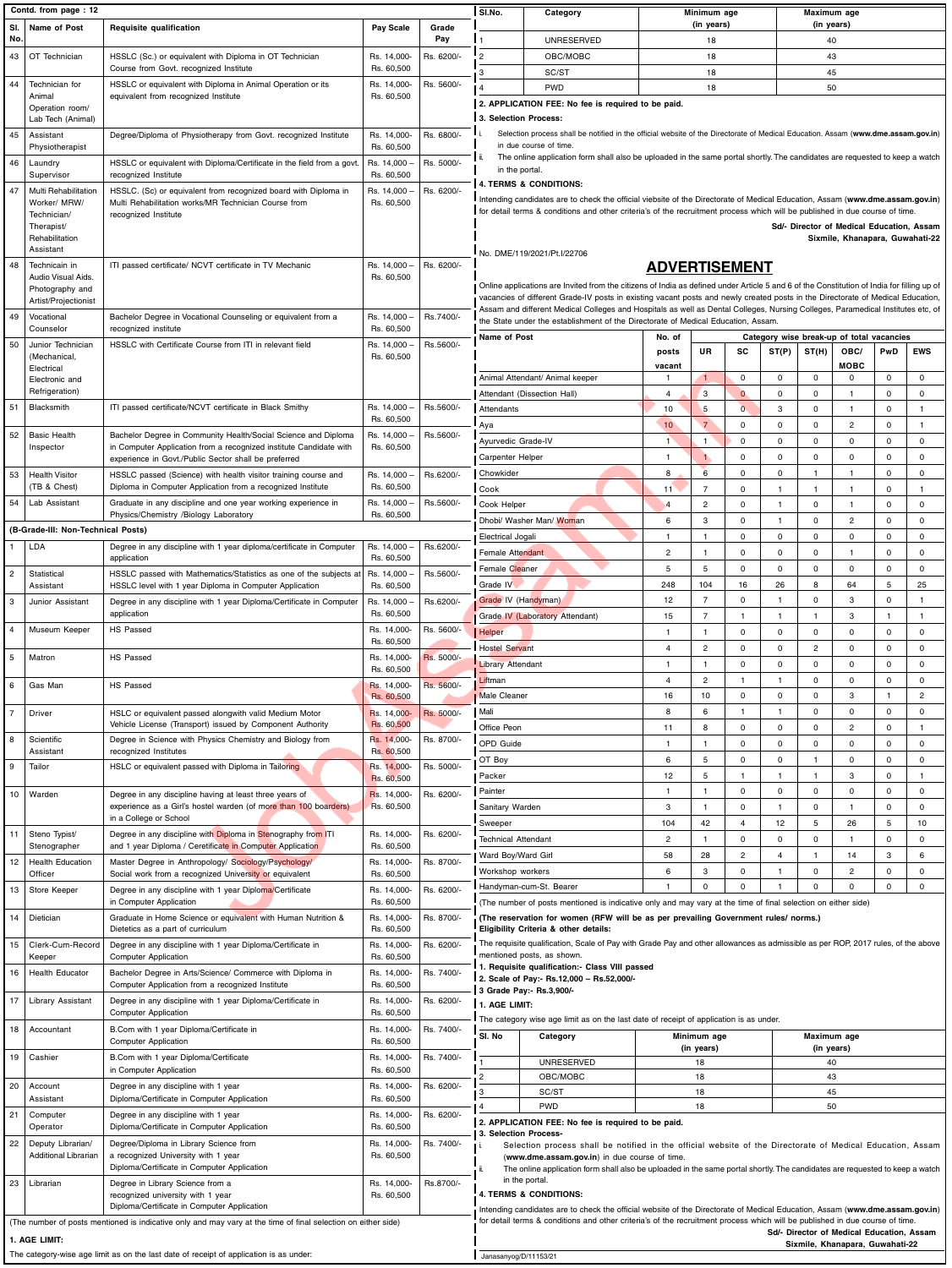Contd. from page : 12

| Sl. No. | Name of Post | Requisite qualification | Pay Scale | Grade Pay |
|---|---|---|---|---|
| 43 | OT Technician | HSSLC (Sc.) or equivalent with Diploma in OT Technician Course from Govt. recognized Institute | Rs. 14,000- Rs. 60,500 | Rs. 6200/- |
| 44 | Technician for Animal Operation room/ Lab Tech (Animal) | HSSLC or equivalent with Diploma in Animal Operation or its equivalent from recognized Institute | Rs. 14,000- Rs. 60,500 | Rs. 5600/- |
| 45 | Assistant Physiotherapist | Degree/Diploma of Physiotherapy from Govt. recognized Institute | Rs. 14,000- Rs. 60,500 | Rs. 6800/- |
| 46 | Laundry Supervisor | HSSLC or equivalent with Diploma/Certificate in the field from a govt. recognized Institute | Rs. 14,000 – Rs. 60,500 | Rs. 5000/- |
| 47 | Multi Rehabilitation Worker/ MRW/ Technician/ Therapist/ Rehabilitation Assistant | HSSLC. (Sc) or equivalent from recognized board with Diploma in Multi Rehabilitation works/MR Technician Course from recognized Institute | Rs. 14,000 – Rs. 60,500 | Rs. 6200/- |
| 48 | Technician in Audio Visual Aids. Photography and Artist/Projectionist | ITI passed certificate/ NCVT certificate in TV Mechanic | Rs. 14,000 – Rs. 60,500 | Rs. 6200/- |
| 49 | Vocational Counselor | Bachelor Degree in Vocational Counseling or equivalent from a recognized institute | Rs. 14,000 – Rs. 60,500 | Rs.7400/- |
| 50 | Junior Technician (Mechanical, Electrical Electronic and Refrigeration) | HSSLC with Certificate Course from ITI in relevant field | Rs. 14,000 – Rs. 60,500 | Rs.5600/- |
| 51 | Blacksmith | ITI passed certificate/NCVT certificate in Black Smithy | Rs. 14,000 – Rs. 60,500 | Rs.5600/- |
| 52 | Basic Health Inspector | Bachelor Degree in Community Health/Social Science and Diploma in Computer Application from a recognized institute Candidate with experience in Govt./Public Sector shall be preferred | Rs. 14,000 – Rs. 60,500 | Rs.5600/- |
| 53 | Health Visitor (TB & Chest) | HSSLC passed (Science) with health visitor training course and Diploma in Computer Application from a recognized Institute | Rs. 14,000 – Rs. 60,500 | Rs.6200/- |
| 54 | Lab Assistant | Graduate in any discipline and one year working experience in Physics/Chemistry /Biology Laboratory | Rs. 14,000 – Rs. 60,500 | Rs.5600/- |

**(B-Grade-III: Non-Technical Posts)**

| Sl. No. | Name of Post | Requisite qualification | Pay Scale | Grade Pay |
|---|---|---|---|---|
| 1 | LDA | Degree in any discipline with 1 year diploma/certificate in Computer application | Rs. 14,000- Rs. 60,500 | Rs.6200/- |
| 2 | Statistical Assistant | HSSLC passed with Mathematics/Statistics as one of the subjects at HSSLC level with 1 year Diploma in Computer Application | Rs. 14,000 – Rs. 60,500 | Rs.5600/- |
| 3 | Junior Assistant | Degree in any discipline with 1 year Diploma/Certificate in Computer application | Rs. 14,000- Rs. 60,500 | Rs.6200/- |
| 4 | Museum Keeper | HS Passed | Rs. 14,000- Rs. 60,500 | Rs. 5600/- |
| 5 | Matron | HS Passed | Rs. 14,000- Rs. 60,500 | Rs. 5000/- |
| 6 | Gas Man | HS Passed | Rs. 14,000- Rs. 60,500 | Rs. 5600/- |
| 7 | Driver | HSLC or equivalent passed alongwith valid Medium Motor Vehicle License (Transport) issued by Component Authority | Rs. 14,000- Rs. 60,500 | Rs. 5000/- |
| 8 | Scientific Assistant | Degree in Science with Physics Chemistry and Biology from recognized Institutes | Rs. 14,000- Rs. 60,500 | Rs. 8700/- |
| 9 | Tailor | HSLC or equivalent passed with Diploma in Tailoring | Rs. 14,000- Rs. 60,500 | Rs. 5000/- |
| 10 | Warden | Degree in any discipline having at least three years of experience as a Girl's hostel warden (of more than 100 boarders) in a College or School | Rs. 14,000- Rs. 60,500 | Rs. 6200/- |
| 11 | Steno Typist/ Stenographer | Degree in any discipline with Diploma in Stenography from ITI and 1 year Diploma / Ceretificate in Computer Application | Rs. 14,000- Rs. 60,500 | Rs. 6200/- |
| 12 | Health Education Officer | Master Degree in Anthropology/ Sociology/Psychology/ Social work from a recognized University or equivalent | Rs. 14,000- Rs. 60,500 | Rs. 8700/- |
| 13 | Store Keeper | Degree in any discipline with 1 year Diploma/Certificate in Computer Application | Rs. 14,000- Rs. 60,500 | Rs. 6200/- |
| 14 | Dietician | Graduate in Home Science or equivalent with Human Nutrition & Dietetics as a part of curriculum | Rs. 14,000- Rs. 60,500 | Rs. 8700/- |
| 15 | Clerk-Cum-Record Keeper | Degree in any discipline with 1 year Diploma/Certificate in Computer Application | Rs. 14,000- Rs. 60,500 | Rs. 6200/- |
| 16 | Health Educator | Bachelor Degree in Arts/Science/ Commerce with Diploma in Computer Application from a recognized Institute | Rs. 14,000- Rs. 60,500 | Rs. 7400/- |
| 17 | Library Assistant | Degree in any discipline with 1 year Diploma/Certificate in Computer Application | Rs. 14,000- Rs. 60,500 | Rs. 6200/- |
| 18 | Accountant | B.Com with 1 year Diploma/Certificate in Computer Application | Rs. 14,000- Rs. 60,500 | Rs. 7400/- |
| 19 | Cashier | B.Com with 1 year Diploma/Certificate in Computer Application | Rs. 14,000- Rs. 60,500 | Rs. 7400/- |
| 20 | Account Assistant | Degree in any discipline with 1 year Diploma/Certificate in Computer Application | Rs. 14,000- Rs. 60,500 | Rs. 6200/- |
| 21 | Computer Operator | Degree in any discipline with 1 year Diploma/Certificate in Computer Application | Rs. 14,000- Rs. 60,500 | Rs. 6200/- |
| 22 | Deputy Librarian/ Additional Librarian | Degree/Diploma in Library Science from a recognized University with 1 year Diploma/Certificate in Computer Application | Rs. 14,000- Rs. 60,500 | Rs. 7400/- |
| 23 | Librarian | Degree in Library Science from a recognized university with 1 year Diploma/Certificate in Computer Application | Rs. 14,000- Rs. 60,500 | Rs.8700/- |

(The number of posts mentioned is indicative only and may vary at the time of final selection on either side)

**1. AGE LIMIT:**

The category-wise age limit as on the last date of receipt of application is as under:

| Sl.No. | Category | Minimum age (in years) | Maximum age (in years) |
|---|---|---|---|
| 1 | UNRESERVED | 18 | 40 |
| 2 | OBC/MOBC | 18 | 43 |
| 3 | SC/ST | 18 | 45 |
| 4 | PWD | 18 | 50 |

**2. APPLICATION FEE: No fee is required to be paid.**

**3. Selection Process:**

i. Selection process shall be notified in the official website of the Directorate of Medical Education. Assam (**www.dme.assam.gov.in**) in due course of time.

ii. The online application form shall also be uploaded in the same portal shortly. The candidates are requested to keep a watch in the portal.

**4. TERMS & CONDITIONS:**

Intending candidates are to check the official viebsite of the Directorate of Medical Education, Assam (**www.dme.assam.gov.in**) for detail terms & conditions and other criteria's of the recruitment process which will be published in due course of time.

**Sd/- Director of Medical Education, Assam**
**Sixmile, Khanapara, Guwahati-22**

No. DME/119/2021/Pt.I/22706

# ADVERTISEMENT

Online applications are Invited from the citizens of India as defined under Article 5 and 6 of the Constitution of India for filling up of vacancies of different Grade-IV posts in existing vacant posts and newly created posts in the Directorate of Medical Education, Assam and different Medical Colleges and Hospitals as well as Dental Colleges, Nursing Colleges, Paramedical Institutes etc, of the State under the establishment of the Directorate of Medical Education, Assam.

| Name of Post | No. of posts vacant | Category wise break-up of total vacancies | | | | | | | |
|---|---|---|---|---|---|---|---|---|---|
| | | UR | SC | ST(P) | ST(H) | OBC/ MOBC | PwD | EWS |
| Animal Attendant/ Animal keeper | 1 | 1 | 0 | 0 | 0 | 0 | 0 | 0 |
| Attendant (Dissection Hall) | 4 | 3 | 0 | 0 | 0 | 1 | 0 | 0 |
| Attendants | 10 | 5 | 0 | 3 | 0 | 1 | 0 | 1 |
| Aya | 10 | 7 | 0 | 0 | 0 | 2 | 0 | 1 |
| Ayurvedic Grade-IV | 1 | 1 | 0 | 0 | 0 | 0 | 0 | 0 |
| Carpenter Helper | 1 | 1 | 0 | 0 | 0 | 0 | 0 | 0 |
| Chowkider | 8 | 6 | 0 | 0 | 1 | 1 | 0 | 0 |
| Cook | 11 | 7 | 0 | 1 | 1 | 1 | 0 | 1 |
| Cook Helper | 4 | 2 | 0 | 1 | 0 | 1 | 0 | 0 |
| Dhobi/ Washer Man/ Woman | 6 | 3 | 0 | 1 | 0 | 2 | 0 | 0 |
| Electrical Jogali | 1 | 1 | 0 | 0 | 0 | 0 | 0 | 0 |
| Female Attendant | 2 | 1 | 0 | 0 | 0 | 1 | 0 | 0 |
| Female Cleaner | 5 | 5 | 0 | 0 | 0 | 0 | 0 | 0 |
| Grade IV | 248 | 104 | 16 | 26 | 8 | 64 | 5 | 25 |
| Grade IV (Handyman) | 12 | 7 | 0 | 1 | 0 | 3 | 0 | 1 |
| Grade IV (Laboratory Attendant) | 15 | 7 | 1 | 1 | 1 | 3 | 1 | 1 |
| Helper | 1 | 1 | 0 | 0 | 0 | 0 | 0 | 0 |
| Hostel Servant | 4 | 2 | 0 | 0 | 2 | 0 | 0 | 0 |
| Library Attendant | 1 | 1 | 0 | 0 | 0 | 0 | 0 | 0 |
| Liftman | 4 | 2 | 1 | 1 | 0 | 0 | 0 | 0 |
| Male Cleaner | 16 | 10 | 0 | 0 | 0 | 3 | 1 | 2 |
| Mali | 8 | 6 | 1 | 1 | 0 | 0 | 0 | 0 |
| Office Peon | 11 | 8 | 0 | 0 | 0 | 2 | 0 | 1 |
| OPD Guide | 1 | 1 | 0 | 0 | 0 | 0 | 0 | 0 |
| OT Boy | 6 | 5 | 0 | 0 | 1 | 0 | 0 | 0 |
| Packer | 12 | 5 | 1 | 1 | 1 | 3 | 0 | 1 |
| Painter | 1 | 1 | 0 | 0 | 0 | 0 | 0 | 0 |
| Sanitary Warden | 3 | 1 | 0 | 1 | 0 | 1 | 0 | 0 |
| Sweeper | 104 | 42 | 4 | 12 | 5 | 26 | 5 | 10 |
| Technical Attendant | 2 | 1 | 0 | 0 | 0 | 1 | 0 | 0 |
| Ward Boy/Ward Girl | 58 | 28 | 2 | 4 | 1 | 14 | 3 | 6 |
| Workshop workers | 6 | 3 | 0 | 1 | 0 | 2 | 0 | 0 |
| Handyman-cum-St. Bearer | 1 | 0 | 0 | 1 | 0 | 0 | 0 | 0 |

(The number of posts mentioned is indicative only and may vary at the time of final selection on either side)

**(The reservation for women (RFW will be as per prevailing Government rules/ norms.)**

**Eligibility Criteria & other details:**

The requisite qualification, Scale of Pay with Grade Pay and other allowances as admissible as per ROP, 2017 rules, of the above mentioned posts, as shown.

**1. Requisite qualification:- Class VIII passed**

**2. Scale of Pay:- Rs.12,000 – Rs.52,000/-**

**3 Grade Pay:- Rs.3,900/-**

**1. AGE LIMIT:**

The category wise age limit as on the last date of receipt of application is as under.

| Sl. No | Category | Minimum age (in years) | Maximum age (in years) |
|---|---|---|---|
| 1 | UNRESERVED | 18 | 40 |
| 2 | OBC/MOBC | 18 | 43 |
| 3 | SC/ST | 18 | 45 |
| 4 | PWD | 18 | 50 |

**2. APPLICATION FEE: No fee is required to be paid.**

**3. Selection Process-**

i. Selection process shall be notified in the official website of the Directorate of Medical Education, Assam (**www.dme.assam.gov.in**) in due course of time.

ii. The online application form shall also be uploaded in the same portal shortly. The candidates are requested to keep a watch in the portal.

**4. TERMS & CONDITIONS:**

Intending candidates are to check the official website of the Directorate of Medical Education, Assam (**www.dme.assam.gov.in**) for detail terms & conditions and other criteria's of the recruitment process which will be published in due course of time.

**Sd/- Director of Medical Education, Assam**
**Sixmile, Khanapara, Guwahati-22**

Janasanyog/D/11153/21